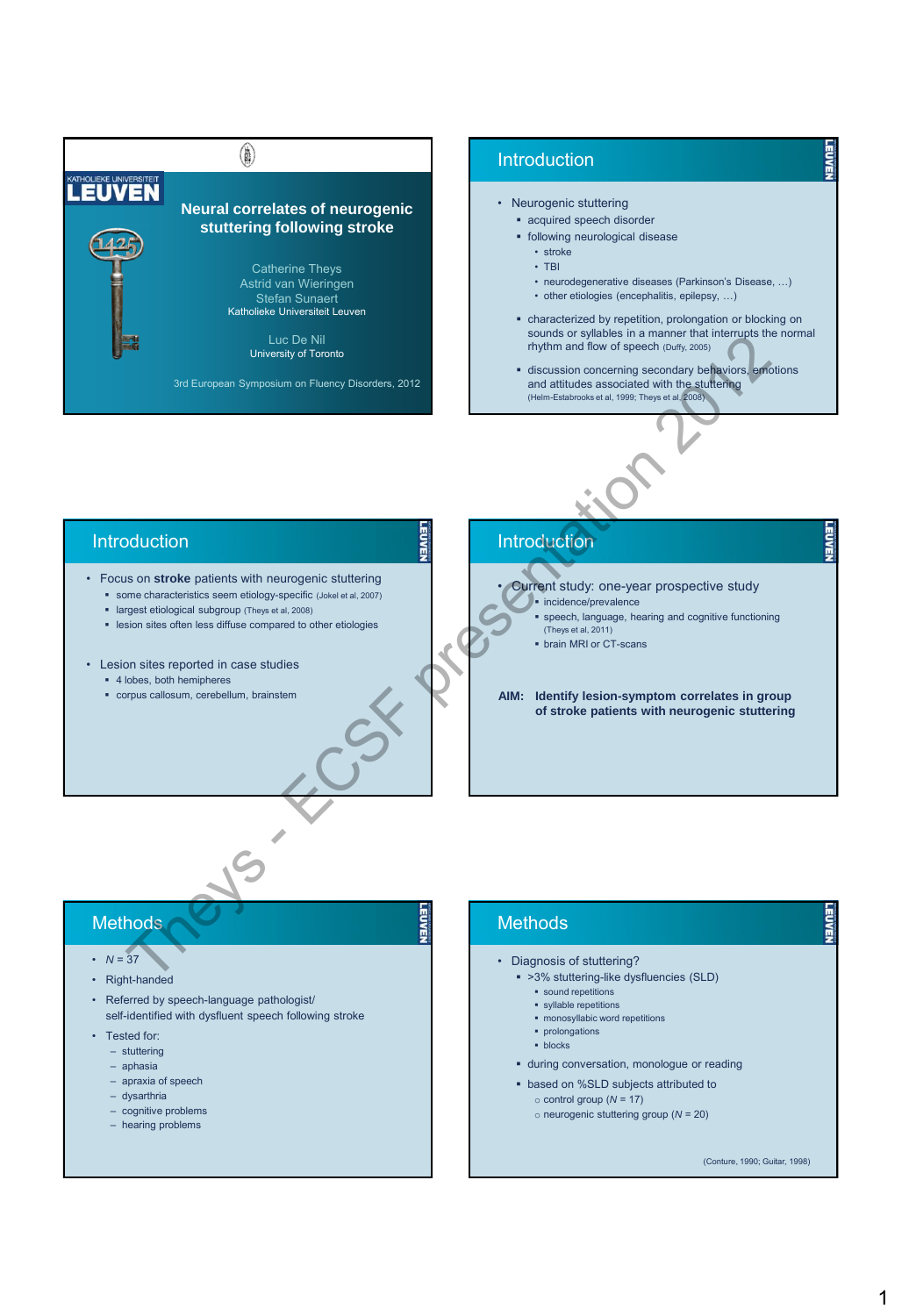# Neural correlates of neurogenic stuttering following stroke

Catherine Theys
Astrid van Wieringen
Stefan Sunaert
Katholieke Universiteit Leuven

Luc De Nil
University of Toronto

3rd European Symposium on Fluency Disorders, 2012

## Introduction

- Neurogenic stuttering
  - acquired speech disorder
  - following neurological disease
    - stroke
    - TBI
    - neurodegenerative diseases (Parkinson's Disease, …)
    - other etiologies (encephalitis, epilepsy, …)
  - characterized by repetition, prolongation or blocking on sounds or syllables in a manner that interrupts the normal rhythm and flow of speech (Duffy, 2005)
  - discussion concerning secondary behaviors, emotions and attitudes associated with the stuttering (Helm-Estabrooks et al, 1999; Theys et al, 2008)

## Introduction

- Focus on **stroke** patients with neurogenic stuttering
  - some characteristics seem etiology-specific (Jokel et al, 2007)
  - largest etiological subgroup (Theys et al, 2008)
  - lesion sites often less diffuse compared to other etiologies
- Lesion sites reported in case studies
  - 4 lobes, both hemipheres
  - corpus callosum, cerebellum, brainstem

## Introduction

- Current study: one-year prospective study
  - incidence/prevalence
  - speech, language, hearing and cognitive functioning (Theys et al, 2011)
  - brain MRI or CT-scans

**AIM: Identify lesion-symptom correlates in group of stroke patients with neurogenic stuttering**

## Methods

- *N* = 37
- Right-handed
- Referred by speech-language pathologist/ self-identified with dysfluent speech following stroke
- Tested for:
  - stuttering
  - aphasia
  - apraxia of speech
  - dysarthria
  - cognitive problems
  - hearing problems

## Methods

- Diagnosis of stuttering?
  - >3% stuttering-like dysfluencies (SLD)
    - sound repetitions
    - syllable repetitions
    - monosyllabic word repetitions
    - prolongations
    - blocks
  - during conversation, monologue or reading
  - based on %SLD subjects attributed to
    - control group (*N* = 17)
    - neurogenic stuttering group (*N* = 20)

(Conture, 1990; Guitar, 1998)

Theys - ECSF presentation 2012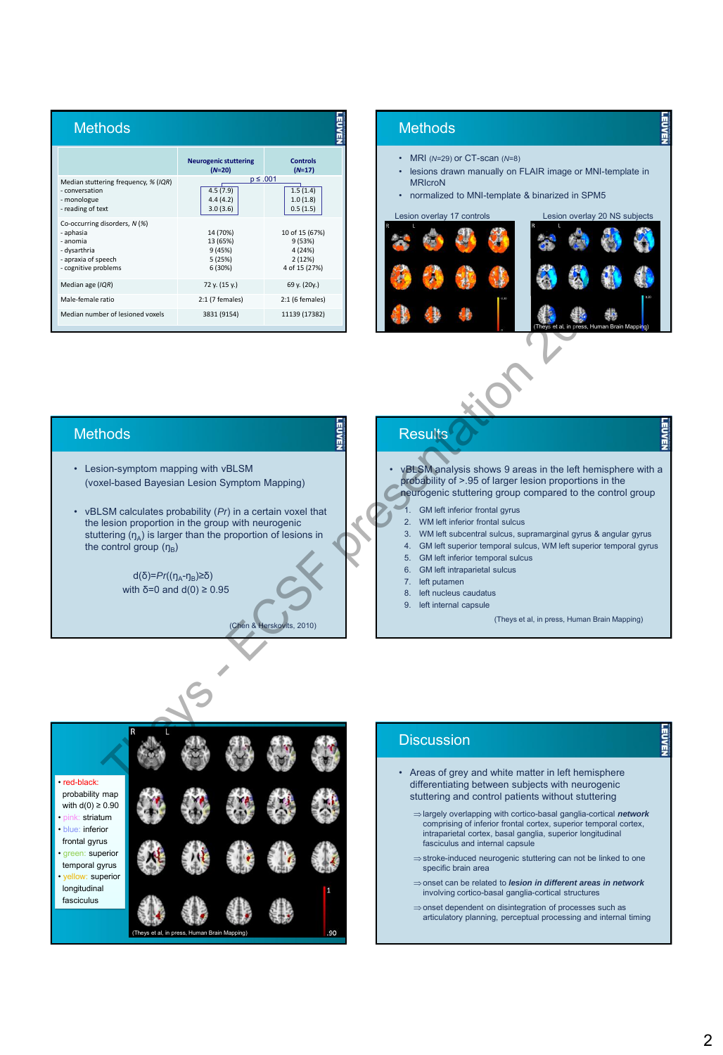## Methods

| | Neurogenic stuttering (N=20) | Controls (N=17) |
|---|---|---|
| Median stuttering frequency, % (IQR) | p ≤ .001 | |
| - conversation | 4.5 (7.9) | 1.5 (1.4) |
| - monologue | 4.4 (4.2) | 1.0 (1.8) |
| - reading of text | 3.0 (3.6) | 0.5 (1.5) |
| Co-occurring disorders, N (%) | | |
| - aphasia | 14 (70%) | 10 of 15 (67%) |
| - anomia | 13 (65%) | 9 (53%) |
| - dysarthria | 9 (45%) | 4 (24%) |
| - apraxia of speech | 5 (25%) | 2 (12%) |
| - cognitive problems | 6 (30%) | 4 of 15 (27%) |
| Median age (IQR) | 72 y. (15 y.) | 69 y. (20y.) |
| Male-female ratio | 2:1 (7 females) | 2:1 (6 females) |
| Median number of lesioned voxels | 3831 (9154) | 11139 (17382) |

## Methods

- MRI (N=29) or CT-scan (N=8)
- lesions drawn manually on FLAIR image or MNI-template in MRIcroN
- normalized to MNI-template & binarized in SPM5

Lesion overlay 17 controls — Lesion overlay 20 NS subjects

(Theys et al, in press, Human Brain Mapping)

## Methods

- Lesion-symptom mapping with vBLSM (voxel-based Bayesian Lesion Symptom Mapping)
- vBLSM calculates probability (*Pr*) in a certain voxel that the lesion proportion in the group with neurogenic stuttering ($\eta_A$) is larger than the proportion of lesions in the control group ($\eta_B$)

$$d(\delta)=Pr((\eta_A-\eta_B)\geq\delta)$$

with $\delta=0$ and $d(0) \geq 0.95$

(Chen & Herskovits, 2010)

## Results

- vBLSM analysis shows 9 areas in the left hemisphere with a probability of >.95 of larger lesion proportions in the neurogenic stuttering group compared to the control group
  1. GM left inferior frontal gyrus
  2. WM left inferior frontal sulcus
  3. WM left subcentral sulcus, supramarginal gyrus & angular gyrus
  4. GM left superior temporal sulcus, WM left superior temporal gyrus
  5. GM left inferior temporal sulcus
  6. GM left intraparietal sulcus
  7. left putamen
  8. left nucleus caudatus
  9. left internal capsule

(Theys et al, in press, Human Brain Mapping)

- red-black: probability map with d(0) ≥ 0.90
- pink: striatum
- blue: inferior frontal gyrus
- green: superior temporal gyrus
- yellow: superior longitudinal fasciculus

(Theys et al, in press, Human Brain Mapping)

## Discussion

- Areas of grey and white matter in left hemisphere differentiating between subjects with neurogenic stuttering and control patients without stuttering
  - ⇒ largely overlapping with cortico-basal ganglia-cortical ***network*** comprising of inferior frontal cortex, superior temporal cortex, intraparietal cortex, basal ganglia, superior longitudinal fasciculus and internal capsule
  - ⇒ stroke-induced neurogenic stuttering can not be linked to one specific brain area
  - ⇒ onset can be related to ***lesion in different areas in network*** involving cortico-basal ganglia-cortical structures
  - ⇒ onset dependent on disintegration of processes such as articulatory planning, perceptual processing and internal timing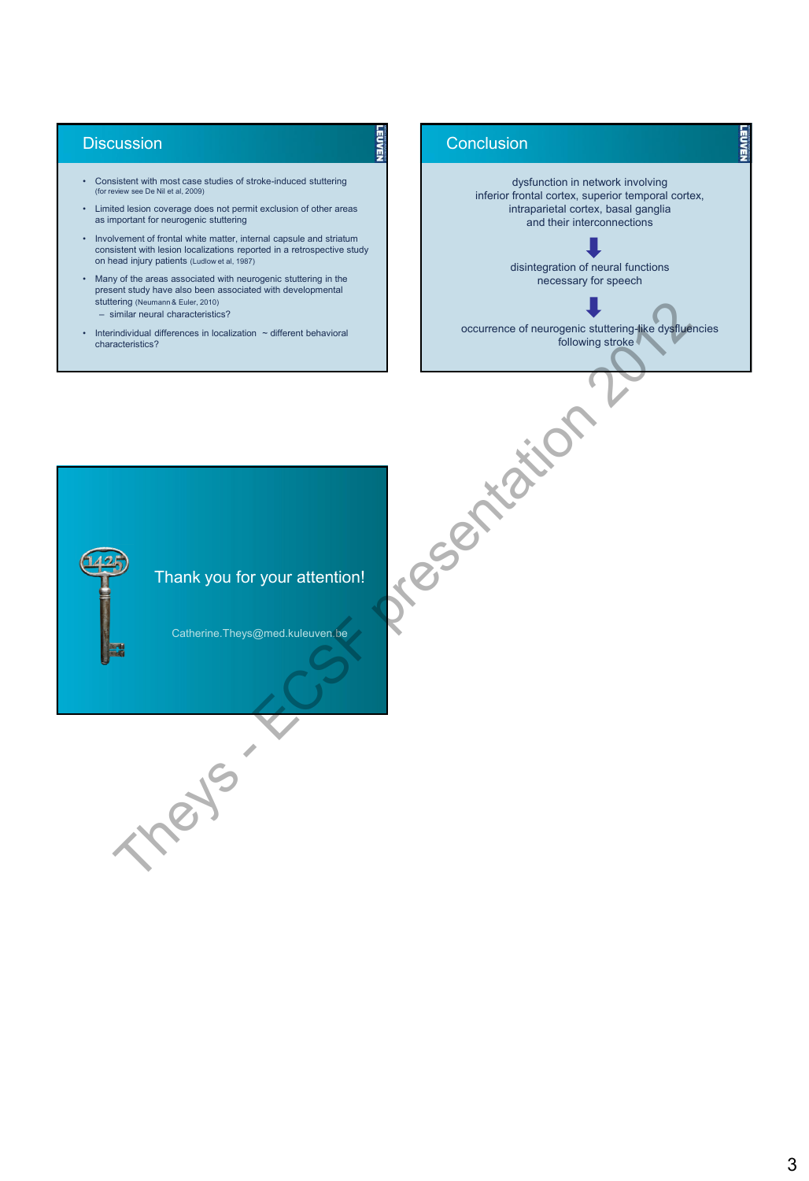## Discussion

- Consistent with most case studies of stroke-induced stuttering (for review see De Nil et al, 2009)
- Limited lesion coverage does not permit exclusion of other areas as important for neurogenic stuttering
- Involvement of frontal white matter, internal capsule and striatum consistent with lesion localizations reported in a retrospective study on head injury patients (Ludlow et al, 1987)
- Many of the areas associated with neurogenic stuttering in the present study have also been associated with developmental stuttering (Neumann & Euler, 2010)
  - similar neural characteristics?
- Interindividual differences in localization ~ different behavioral characteristics?

## Conclusion

dysfunction in network involving inferior frontal cortex, superior temporal cortex, intraparietal cortex, basal ganglia and their interconnections

⬇

disintegration of neural functions necessary for speech

⬇

occurrence of neurogenic stuttering-like dysfluencies following stroke

Thank you for your attention!

Catherine.Theys@med.kuleuven.be

Theys - ECSF presentation 2012